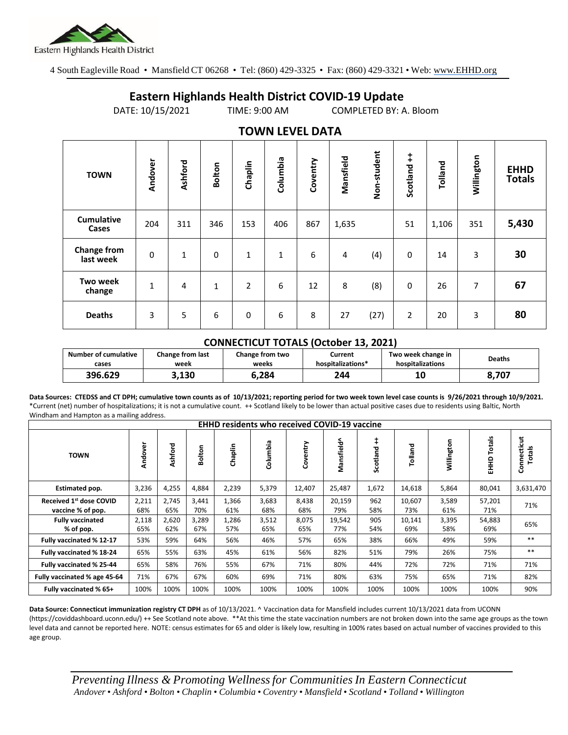Eastern Highlands Health District

4 South Eagleville Road • Mansfield CT 06268 • Tel: (860) 429-3325 • Fax: (860) 429-3321 • Web: www.EHHD.org

# Eastern Highlands Health District COVID-19 Update

DATE: 10/15/2021 TIME: 9:00 AM COMPLETED BY: A. Bloom

## TOWN LEVEL DATA

| TOWN | Andover | Ashford | Bolton | Chaplin | Columbia | Coventry | Mansfield | Non-student | Scotland ++ | Tolland | Willington | EHHD Totals |
|---|---|---|---|---|---|---|---|---|---|---|---|---|
| Cumulative Cases | 204 | 311 | 346 | 153 | 406 | 867 | 1,635 | | 51 | 1,106 | 351 | **5,430** |
| Change from last week | 0 | 1 | 0 | 1 | 1 | 6 | 4 | (4) | 0 | 14 | 3 | **30** |
| Two week change | 1 | 4 | 1 | 2 | 6 | 12 | 8 | (8) | 0 | 26 | 7 | **67** |
| Deaths | 3 | 5 | 6 | 0 | 6 | 8 | 27 | (27) | 2 | 20 | 3 | **80** |

### CONNECTICUT TOTALS (October 13, 2021)

| Number of cumulative cases | Change from last week | Change from two weeks | Current hospitalizations* | Two week change in hospitalizations | Deaths |
|---|---|---|---|---|---|
| 396.629 | 3,130 | 6,284 | 244 | 10 | 8,707 |

**Data Sources: CTEDSS and CT DPH; cumulative town counts as of 10/13/2021; reporting period for two week town level case counts is 9/26/2021 through 10/9/2021.** *Current (net) number of hospitalizations; it is not a cumulative count. ++ Scotland likely to be lower than actual positive cases due to residents using Baltic, North Windham and Hampton as a mailing address.

| EHHD residents who received COVID-19 vaccine | | | | | | | | | | | | |
|---|---|---|---|---|---|---|---|---|---|---|---|---|
| TOWN | Andover | Ashford | Bolton | Chaplin | Columbia | Coventry | Mansfield^ | Scotland ++ | Tolland | Willington | EHHD Totals | Connecticut Totals |
| Estimated pop. | 3,236 | 4,255 | 4,884 | 2,239 | 5,379 | 12,407 | 25,487 | 1,672 | 14,618 | 5,864 | 80,041 | 3,631,470 |
| Received 1st dose COVID vaccine % of pop. | 2,211 68% | 2,745 65% | 3,441 70% | 1,366 61% | 3,683 68% | 8,438 68% | 20,159 79% | 962 58% | 10,607 73% | 3,589 61% | 57,201 71% | 71% |
| Fully vaccinated % of pop. | 2,118 65% | 2,620 62% | 3,289 67% | 1,286 57% | 3,512 65% | 8,075 65% | 19,542 77% | 905 54% | 10,141 69% | 3,395 58% | 54,883 69% | 65% |
| Fully vaccinated % 12-17 | 53% | 59% | 64% | 56% | 46% | 57% | 65% | 38% | 66% | 49% | 59% | ** |
| Fully vaccinated % 18-24 | 65% | 55% | 63% | 45% | 61% | 56% | 82% | 51% | 79% | 26% | 75% | ** |
| Fully vaccinated % 25-44 | 65% | 58% | 76% | 55% | 67% | 71% | 80% | 44% | 72% | 72% | 71% | 71% |
| Fully vaccinated % age 45-64 | 71% | 67% | 67% | 60% | 69% | 71% | 80% | 63% | 75% | 65% | 71% | 82% |
| Fully vaccinated % 65+ | 100% | 100% | 100% | 100% | 100% | 100% | 100% | 100% | 100% | 100% | 100% | 90% |

**Data Source: Connecticut immunization registry CT DPH** as of 10/13/2021. ^ Vaccination data for Mansfield includes current 10/13/2021 data from UCONN (https://coviddashboard.uconn.edu/) ++ See Scotland note above. **At this time the state vaccination numbers are not broken down into the same age groups as the town level data and cannot be reported here. NOTE: census estimates for 65 and older is likely low, resulting in 100% rates based on actual number of vaccines provided to this age group.

*Preventing Illness & Promoting Wellness for Communities In Eastern Connecticut*
*Andover • Ashford • Bolton • Chaplin • Columbia • Coventry • Mansfield • Scotland • Tolland • Willington*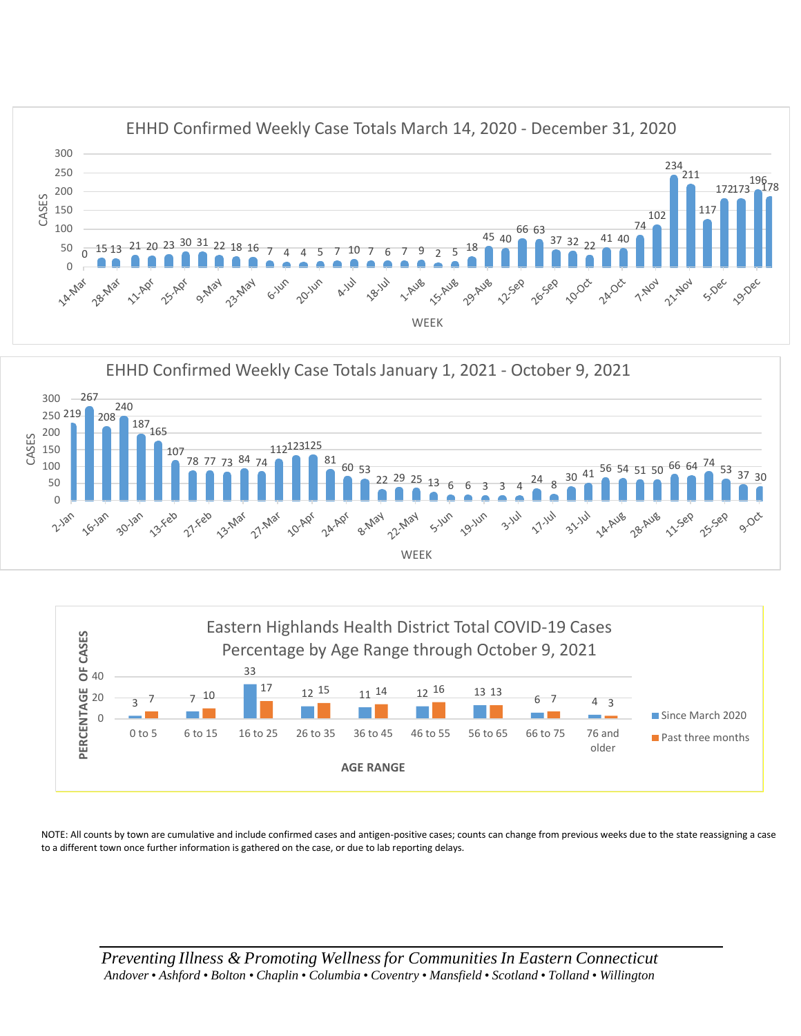EHHD Confirmed Weekly Case Totals March 14, 2020 - December 31, 2020

CASES

300
250
200
150
100
50
0

0 15 13 21 20 23 30 31 22 18 16 7 4 4 5 7 10 7 6 7 9 2 5 18 45 40 66 63 37 32 22 41 40 74 102 234 211 117 172 173 196 178

14-Mar 28-Mar 11-Apr 25-Apr 9-May 23-May 6-Jun 20-Jun 4-Jul 18-Jul 1-Aug 15-Aug 29-Aug 12-Sep 26-Sep 10-Oct 24-Oct 7-Nov 21-Nov 5-Dec 19-Dec

WEEK

EHHD Confirmed Weekly Case Totals January 1, 2021 - October 9, 2021

CASES

300
250
200
150
100
50
0

219 267 208 240 187 165 107 78 77 73 84 74 112 123 125 81 60 53 22 29 25 13 6 6 3 3 4 24 8 30 41 56 54 51 50 66 64 74 53 37 30

2-Jan 16-Jan 30-Jan 13-Feb 27-Feb 13-Mar 27-Mar 10-Apr 24-Apr 8-May 22-May 5-Jun 19-Jun 3-Jul 17-Jul 31-Jul 14-Aug 28-Aug 11-Sep 25-Sep 9-Oct

WEEK

Eastern Highlands Health District Total COVID-19 Cases Percentage by Age Range through October 9, 2021

PERCENTAGE OF CASES

40
20
0

0 to 5: 3, 7
6 to 15: 7, 10
16 to 25: 33, 17
26 to 35: 12, 15
36 to 45: 11, 14
46 to 55: 12, 16
56 to 65: 13, 13
66 to 75: 6, 7
76 and older: 4, 3

AGE RANGE

Since March 2020
Past three months

NOTE: All counts by town are cumulative and include confirmed cases and antigen-positive cases; counts can change from previous weeks due to the state reassigning a case to a different town once further information is gathered on the case, or due to lab reporting delays.

*Preventing Illness & Promoting Wellness for Communities In Eastern Connecticut*
*Andover • Ashford • Bolton • Chaplin • Columbia • Coventry • Mansfield • Scotland • Tolland • Willington*